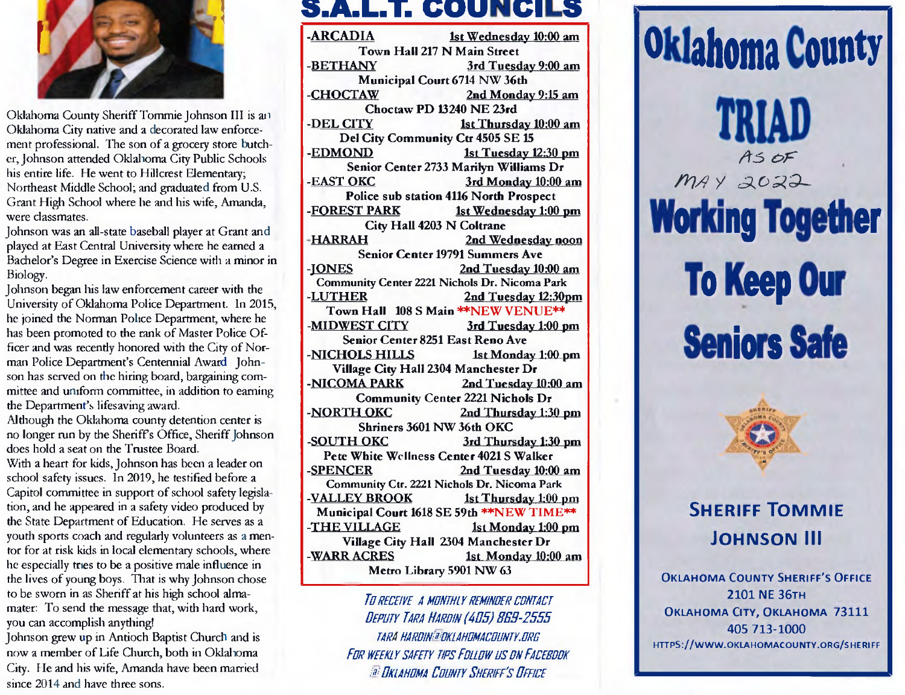Oklahoma County Sheriff Tommie Johnson III is an Oklahoma City native and a decorated law enforcement professional. The son of a grocery store butcher, Johnson attended Oklahoma City Public Schools his entire life. He went to Hillcrest Elementary; Northeast Middle School; and graduated from U.S. Grant High School where he and his wife, Amanda, were classmates.

Johnson was an all-state baseball player at Grant and played at East Central University where he earned a Bachelor's Degree in Exercise Science with a minor in Biology.

Johnson began his law enforcement career with the University of Oklahoma Police Department. In 2015, he joined the Norman Police Department, where he has been promoted to the rank of Master Police Officer and was recently honored with the City of Norman Police Department's Centennial Award. Johnson has served on the hiring board, bargaining committee and uniform committee, in addition to earning the Department's lifesaving award.

Although the Oklahoma county detention center is no longer run by the Sheriff's Office, Sheriff Johnson does hold a seat on the Trustee Board.

With a heart for kids, Johnson has been a leader on school safety issues. In 2019, he testified before a Capitol committee in support of school safety legislation, and he appeared in a safety video produced by the State Department of Education. He serves as a youth sports coach and regularly volunteers as a mentor for at risk kids in local elementary schools, where he especially tries to be a positive male influence in the lives of young boys. That is why Johnson chose to be sworn in as Sheriff at his high school alma-mater: To send the message that, with hard work, you can accomplish anything!

Johnson grew up in Antioch Baptist Church and is now a member of Life Church, both in Oklahoma City. He and his wife, Amanda have been married since 2014 and have three sons.

# S.A.L.T. COUNCILS

**-ARCADIA** — 1st Wednesday 10:00 am
Town Hall 217 N Main Street

**-BETHANY** — 3rd Tuesday 9:00 am
Municipal Court 6714 NW 36th

**-CHOCTAW** — 2nd Monday 9:15 am
Choctaw PD 13240 NE 23rd

**-DEL CITY** — 1st Thursday 10:00 am
Del City Community Ctr 4505 SE 15

**-EDMOND** — 1st Tuesday 12:30 pm
Senior Center 2733 Marilyn Williams Dr

**-EAST OKC** — 3rd Monday 10:00 am
Police sub station 4116 North Prospect

**-FOREST PARK** — 1st Wednesday 1:00 pm
City Hall 4203 N Coltrane

**-HARRAH** — 2nd Wednesday noon
Senior Center 19791 Summers Ave

**-JONES** — 2nd Tuesday 10:00 am
Community Center 2221 Nichols Dr. Nicoma Park

**-LUTHER** — 2nd Tuesday 12:30pm
Town Hall 108 S Main **NEW VENUE**

**-MIDWEST CITY** — 3rd Tuesday 1:00 pm
Senior Center 8251 East Reno Ave

**-NICHOLS HILLS** — 1st Monday 1:00 pm
Village City Hall 2304 Manchester Dr

**-NICOMA PARK** — 2nd Tuesday 10:00 am
Community Center 2221 Nichols Dr

**-NORTH OKC** — 2nd Thursday 1:30 pm
Shriners 3601 NW 36th OKC

**-SOUTH OKC** — 3rd Thursday 1:30 pm
Pete White Wellness Center 4021 S Walker

**-SPENCER** — 2nd Tuesday 10:00 am
Community Ctr. 2221 Nichols Dr. Nicoma Park

**-VALLEY BROOK** — 1st Thursday 1:00 pm
Municipal Court 1618 SE 59th **NEW TIME**

**-THE VILLAGE** — 1st Monday 1:00 pm
Village City Hall 2304 Manchester Dr

**-WARR ACRES** — 1st Monday 10:00 am
Metro Library 5901 NW 63

*To receive a monthly reminder contact Deputy Tara Hardin (405) 869-2555*
*tara.hardin@oklahomacounty.org*
*For weekly safety tips follow us on Facebook @ Oklahoma County Sheriff's Office*

# Oklahoma County TRIAD

As of May 2022

## Working Together To Keep Our Seniors Safe

**Sheriff Tommie Johnson III**

Oklahoma County Sheriff's Office
2101 NE 36th
Oklahoma City, Oklahoma 73111
405 713-1000
https://www.oklahomacounty.org/sheriff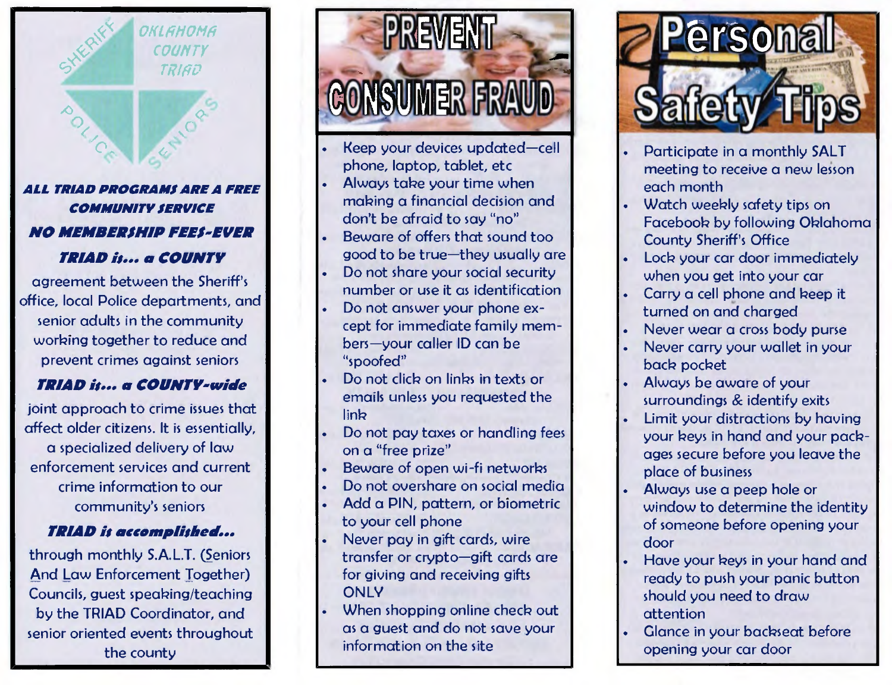SHERIFF OKLAHOMA COUNTY TRIAD

POLICE SENIORS

***ALL TRIAD PROGRAMS ARE A FREE COMMUNITY SERVICE***

***NO MEMBERSHIP FEES-EVER***

***TRIAD is... a COUNTY***

agreement between the Sheriff's office, local Police departments, and senior adults in the community working together to reduce and prevent crimes against seniors

***TRIAD is... a COUNTY-wide***

joint approach to crime issues that affect older citizens. It is essentially, a specialized delivery of law enforcement services and current crime information to our community's seniors

***TRIAD is accomplished...***

through monthly S.A.L.T. (Seniors And Law Enforcement Together) Councils, guest speaking/teaching by the TRIAD Coordinator, and senior oriented events throughout the county

# PREVENT CONSUMER FRAUD

- Keep your devices updated—cell phone, laptop, tablet, etc
- Always take your time when making a financial decision and don't be afraid to say "no"
- Beware of offers that sound too good to be true—they usually are
- Do not share your social security number or use it as identification
- Do not answer your phone except for immediate family members—your caller ID can be "spoofed"
- Do not click on links in texts or emails unless you requested the link
- Do not pay taxes or handling fees on a "free prize"
- Beware of open wi-fi networks
- Do not overshare on social media
- Add a PIN, pattern, or biometric to your cell phone
- Never pay in gift cards, wire transfer or crypto—gift cards are for giving and receiving gifts ONLY
- When shopping online check out as a guest and do not save your information on the site

# Personal Safety Tips

- Participate in a monthly SALT meeting to receive a new lesson each month
- Watch weekly safety tips on Facebook by following Oklahoma County Sheriff's Office
- Lock your car door immediately when you get into your car
- Carry a cell phone and keep it turned on and charged
- Never wear a cross body purse
- Never carry your wallet in your back pocket
- Always be aware of your surroundings & identify exits
- Limit your distractions by having your keys in hand and your packages secure before you leave the place of business
- Always use a peep hole or window to determine the identity of someone before opening your door
- Have your keys in your hand and ready to push your panic button should you need to draw attention
- Glance in your backseat before opening your car door